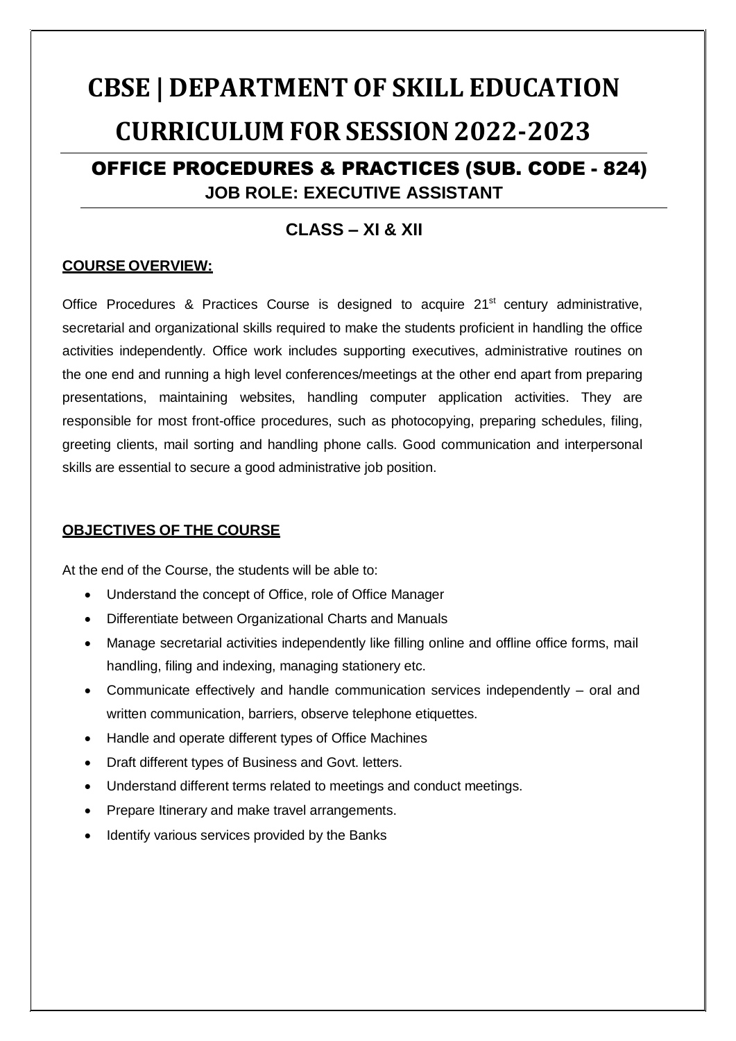# CBSE | DEPARTMENT OF SKILL EDUCATION

# CURRICULUM FOR SESSION 2022-2023

## OFFICE PROCEDURES & PRACTICES (SUB. CODE - 824)

**JOB ROLE: EXECUTIVE ASSISTANT**

### CLASS – XI & XII

**COURSE OVERVIEW:**

Office Procedures & Practices Course is designed to acquire 21st century administrative, secretarial and organizational skills required to make the students proficient in handling the office activities independently. Office work includes supporting executives, administrative routines on the one end and running a high level conferences/meetings at the other end apart from preparing presentations, maintaining websites, handling computer application activities. They are responsible for most front-office procedures, such as photocopying, preparing schedules, filing, greeting clients, mail sorting and handling phone calls. Good communication and interpersonal skills are essential to secure a good administrative job position.

**OBJECTIVES OF THE COURSE**

At the end of the Course, the students will be able to:

- Understand the concept of Office, role of Office Manager
- Differentiate between Organizational Charts and Manuals
- Manage secretarial activities independently like filling online and offline office forms, mail handling, filing and indexing, managing stationery etc.
- Communicate effectively and handle communication services independently – oral and written communication, barriers, observe telephone etiquettes.
- Handle and operate different types of Office Machines
- Draft different types of Business and Govt. letters.
- Understand different terms related to meetings and conduct meetings.
- Prepare Itinerary and make travel arrangements.
- Identify various services provided by the Banks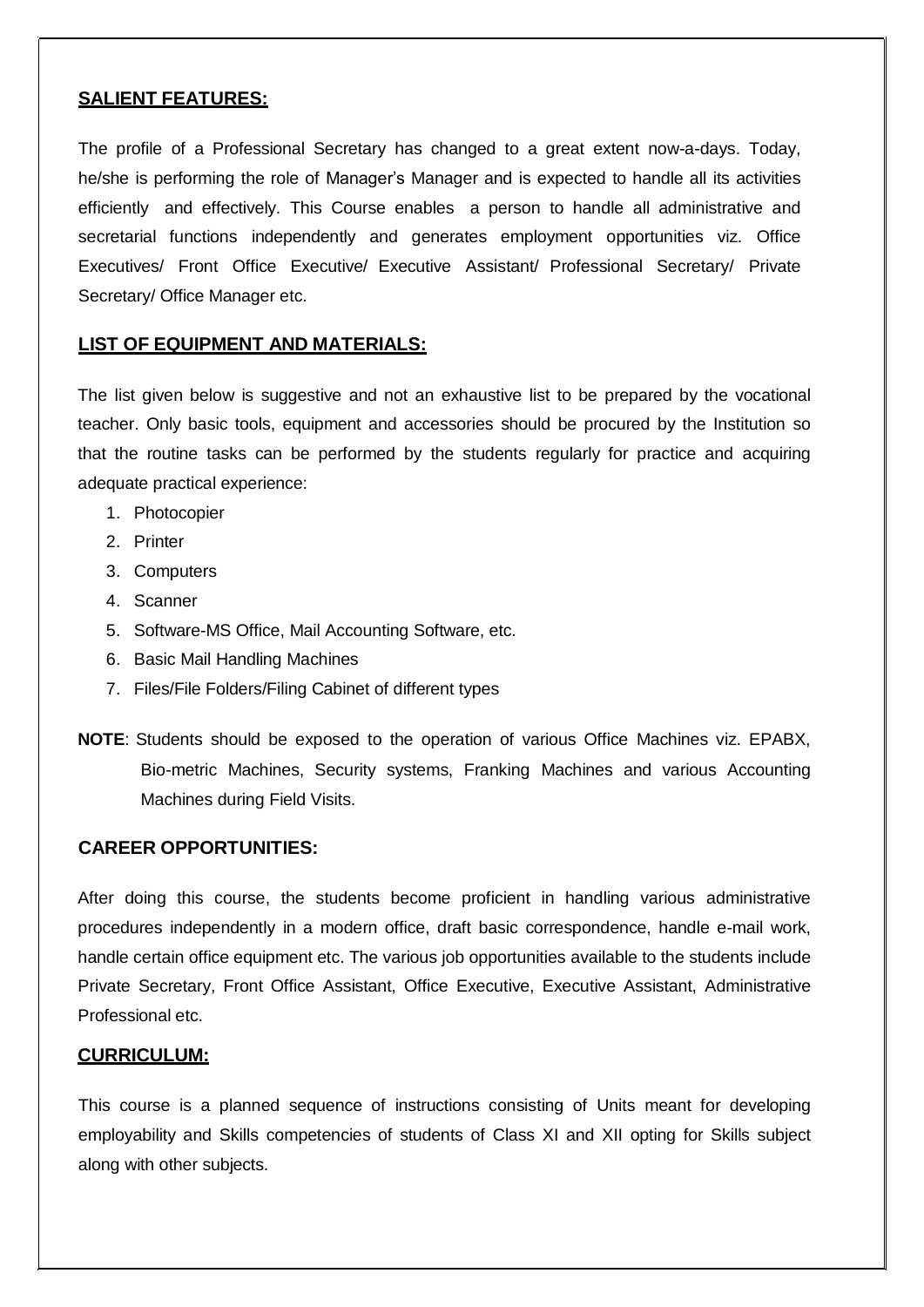## SALIENT FEATURES:

The profile of a Professional Secretary has changed to a great extent now-a-days. Today, he/she is performing the role of Manager's Manager and is expected to handle all its activities efficiently and effectively. This Course enables a person to handle all administrative and secretarial functions independently and generates employment opportunities viz. Office Executives/ Front Office Executive/ Executive Assistant/ Professional Secretary/ Private Secretary/ Office Manager etc.

## LIST OF EQUIPMENT AND MATERIALS:

The list given below is suggestive and not an exhaustive list to be prepared by the vocational teacher. Only basic tools, equipment and accessories should be procured by the Institution so that the routine tasks can be performed by the students regularly for practice and acquiring adequate practical experience:

1. Photocopier
2. Printer
3. Computers
4. Scanner
5. Software-MS Office, Mail Accounting Software, etc.
6. Basic Mail Handling Machines
7. Files/File Folders/Filing Cabinet of different types

**NOTE**: Students should be exposed to the operation of various Office Machines viz. EPABX, Bio-metric Machines, Security systems, Franking Machines and various Accounting Machines during Field Visits.

## CAREER OPPORTUNITIES:

After doing this course, the students become proficient in handling various administrative procedures independently in a modern office, draft basic correspondence, handle e-mail work, handle certain office equipment etc. The various job opportunities available to the students include Private Secretary, Front Office Assistant, Office Executive, Executive Assistant, Administrative Professional etc.

## CURRICULUM:

This course is a planned sequence of instructions consisting of Units meant for developing employability and Skills competencies of students of Class XI and XII opting for Skills subject along with other subjects.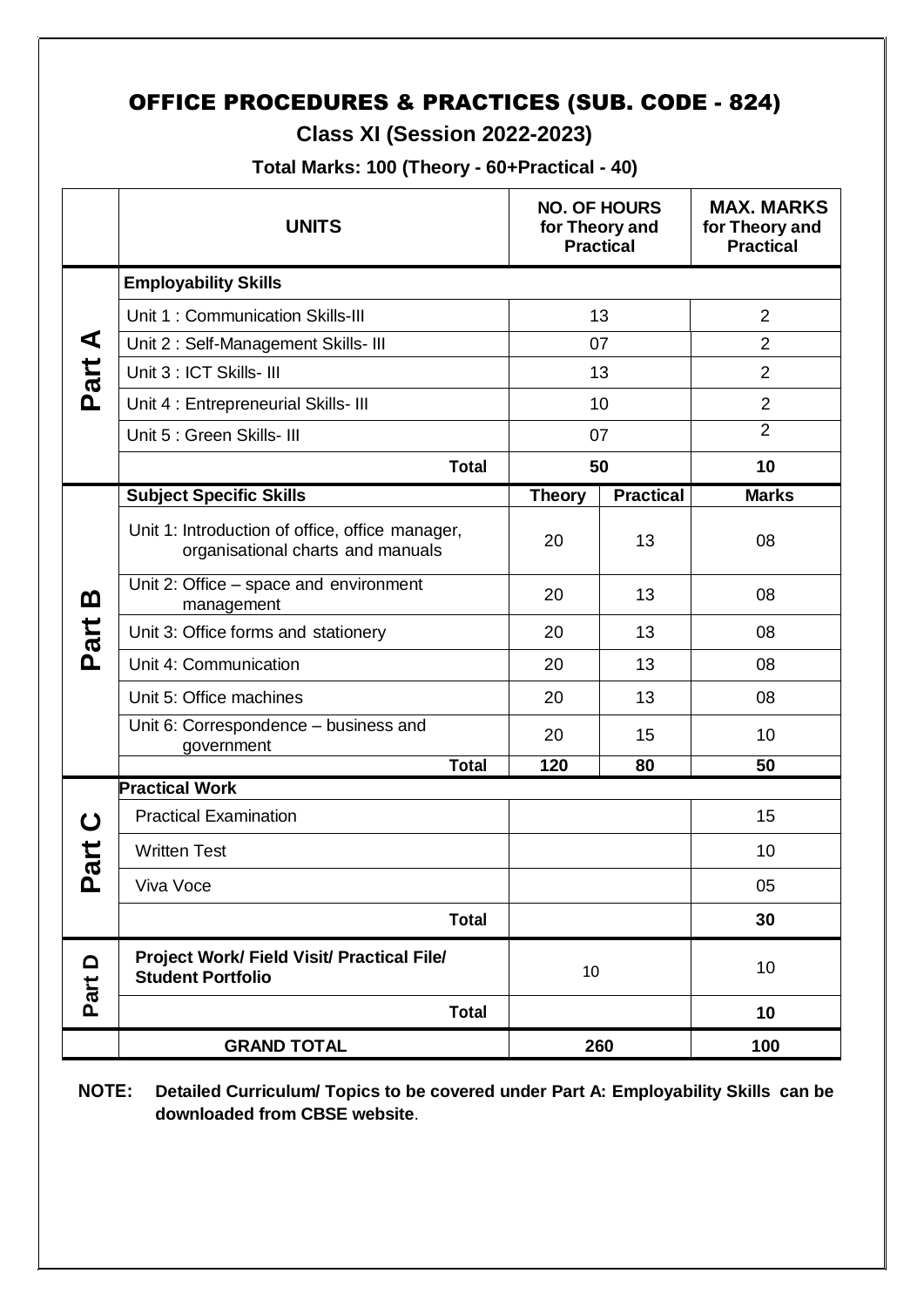# OFFICE PROCEDURES & PRACTICES (SUB. CODE - 824)

## Class XI (Session 2022-2023)

**Total Marks: 100 (Theory - 60+Practical - 40)**

| | UNITS | NO. OF HOURS for Theory and Practical | | MAX. MARKS for Theory and Practical |
|---|---|---|---|---|
| **Part A** | **Employability Skills** | | | |
| | Unit 1 : Communication Skills-III | 13 | | 2 |
| | Unit 2 : Self-Management Skills- III | 07 | | 2 |
| | Unit 3 : ICT Skills- III | 13 | | 2 |
| | Unit 4 : Entrepreneurial Skills- III | 10 | | 2 |
| | Unit 5 : Green Skills- III | 07 | | 2 |
| | **Total** | **50** | | **10** |
| **Part B** | **Subject Specific Skills** | **Theory** | **Practical** | **Marks** |
| | Unit 1: Introduction of office, office manager, organisational charts and manuals | 20 | 13 | 08 |
| | Unit 2: Office – space and environment management | 20 | 13 | 08 |
| | Unit 3: Office forms and stationery | 20 | 13 | 08 |
| | Unit 4: Communication | 20 | 13 | 08 |
| | Unit 5: Office machines | 20 | 13 | 08 |
| | Unit 6: Correspondence – business and government | 20 | 15 | 10 |
| | **Total** | **120** | **80** | **50** |
| **Part C** | **Practical Work** | | | |
| | Practical Examination | | | 15 |
| | Written Test | | | 10 |
| | Viva Voce | | | 05 |
| | **Total** | | | **30** |
| **Part D** | **Project Work/ Field Visit/ Practical File/ Student Portfolio** | 10 | | 10 |
| | **Total** | | | **10** |
| | **GRAND TOTAL** | **260** | | **100** |

**NOTE: Detailed Curriculum/ Topics to be covered under Part A: Employability Skills can be downloaded from CBSE website**.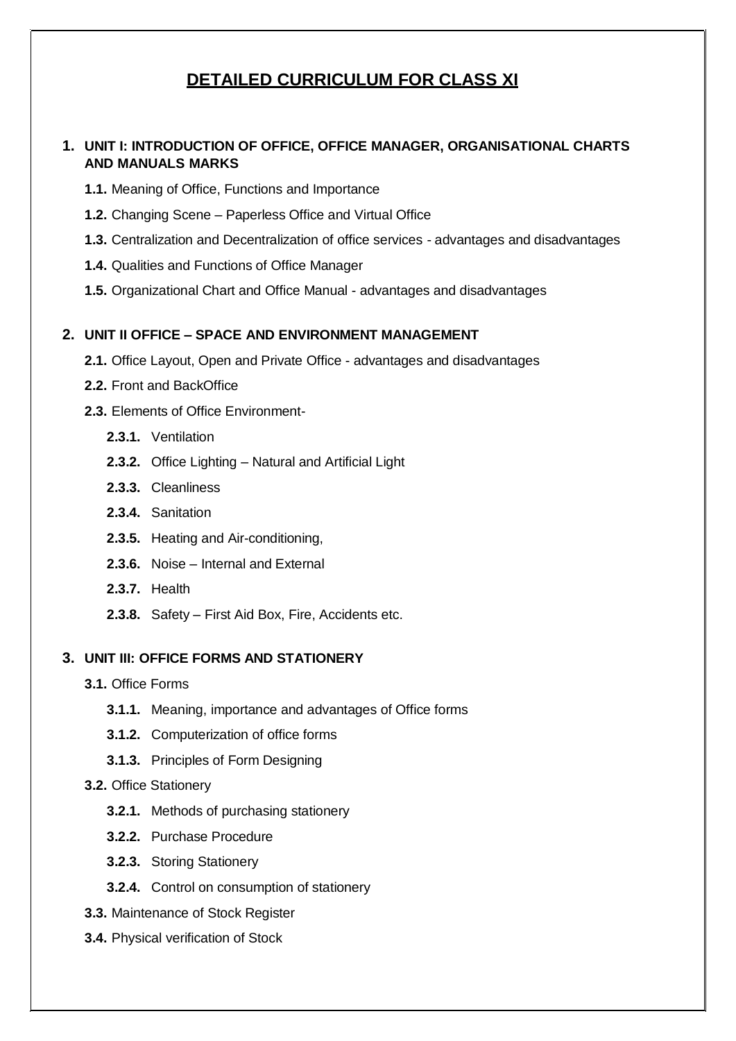# DETAILED CURRICULUM FOR CLASS XI

## 1. UNIT I: INTRODUCTION OF OFFICE, OFFICE MANAGER, ORGANISATIONAL CHARTS AND MANUALS MARKS

- **1.1.** Meaning of Office, Functions and Importance
- **1.2.** Changing Scene – Paperless Office and Virtual Office
- **1.3.** Centralization and Decentralization of office services - advantages and disadvantages
- **1.4.** Qualities and Functions of Office Manager
- **1.5.** Organizational Chart and Office Manual - advantages and disadvantages

## 2. UNIT II OFFICE – SPACE AND ENVIRONMENT MANAGEMENT

- **2.1.** Office Layout, Open and Private Office - advantages and disadvantages
- **2.2.** Front and BackOffice
- **2.3.** Elements of Office Environment-
  - **2.3.1.** Ventilation
  - **2.3.2.** Office Lighting – Natural and Artificial Light
  - **2.3.3.** Cleanliness
  - **2.3.4.** Sanitation
  - **2.3.5.** Heating and Air-conditioning,
  - **2.3.6.** Noise – Internal and External
  - **2.3.7.** Health
  - **2.3.8.** Safety – First Aid Box, Fire, Accidents etc.

## 3. UNIT III: OFFICE FORMS AND STATIONERY

- **3.1.** Office Forms
  - **3.1.1.** Meaning, importance and advantages of Office forms
  - **3.1.2.** Computerization of office forms
  - **3.1.3.** Principles of Form Designing
- **3.2.** Office Stationery
  - **3.2.1.** Methods of purchasing stationery
  - **3.2.2.** Purchase Procedure
  - **3.2.3.** Storing Stationery
  - **3.2.4.** Control on consumption of stationery
- **3.3.** Maintenance of Stock Register
- **3.4.** Physical verification of Stock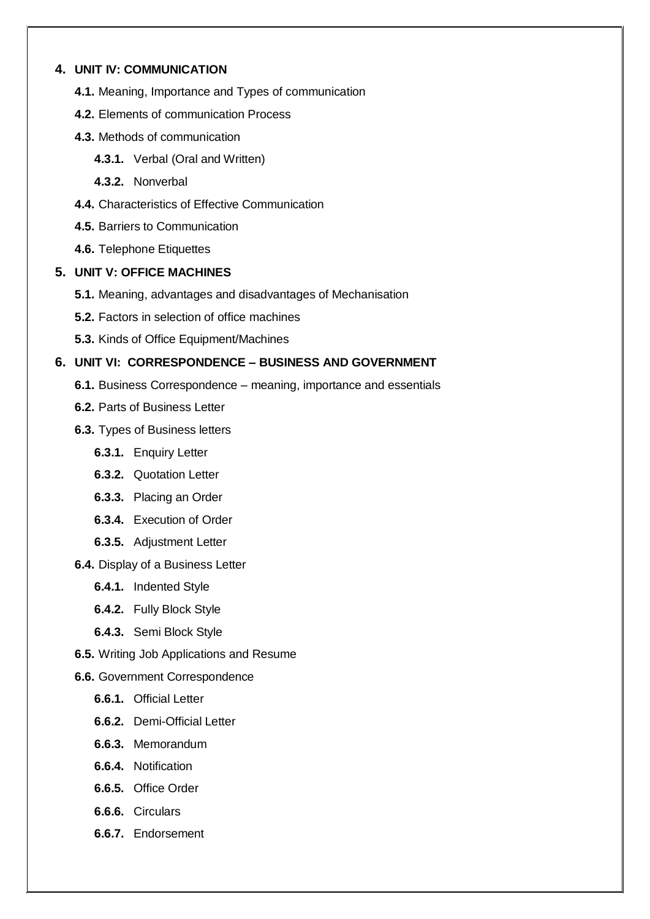## 4. UNIT IV: COMMUNICATION

- **4.1.** Meaning, Importance and Types of communication
- **4.2.** Elements of communication Process
- **4.3.** Methods of communication
  - **4.3.1.** Verbal (Oral and Written)
  - **4.3.2.** Nonverbal
- **4.4.** Characteristics of Effective Communication
- **4.5.** Barriers to Communication
- **4.6.** Telephone Etiquettes

## 5. UNIT V: OFFICE MACHINES

- **5.1.** Meaning, advantages and disadvantages of Mechanisation
- **5.2.** Factors in selection of office machines
- **5.3.** Kinds of Office Equipment/Machines

## 6. UNIT VI: CORRESPONDENCE – BUSINESS AND GOVERNMENT

- **6.1.** Business Correspondence – meaning, importance and essentials
- **6.2.** Parts of Business Letter
- **6.3.** Types of Business letters
  - **6.3.1.** Enquiry Letter
  - **6.3.2.** Quotation Letter
  - **6.3.3.** Placing an Order
  - **6.3.4.** Execution of Order
  - **6.3.5.** Adjustment Letter
- **6.4.** Display of a Business Letter
  - **6.4.1.** Indented Style
  - **6.4.2.** Fully Block Style
  - **6.4.3.** Semi Block Style
- **6.5.** Writing Job Applications and Resume
- **6.6.** Government Correspondence
  - **6.6.1.** Official Letter
  - **6.6.2.** Demi-Official Letter
  - **6.6.3.** Memorandum
  - **6.6.4.** Notification
  - **6.6.5.** Office Order
  - **6.6.6.** Circulars
  - **6.6.7.** Endorsement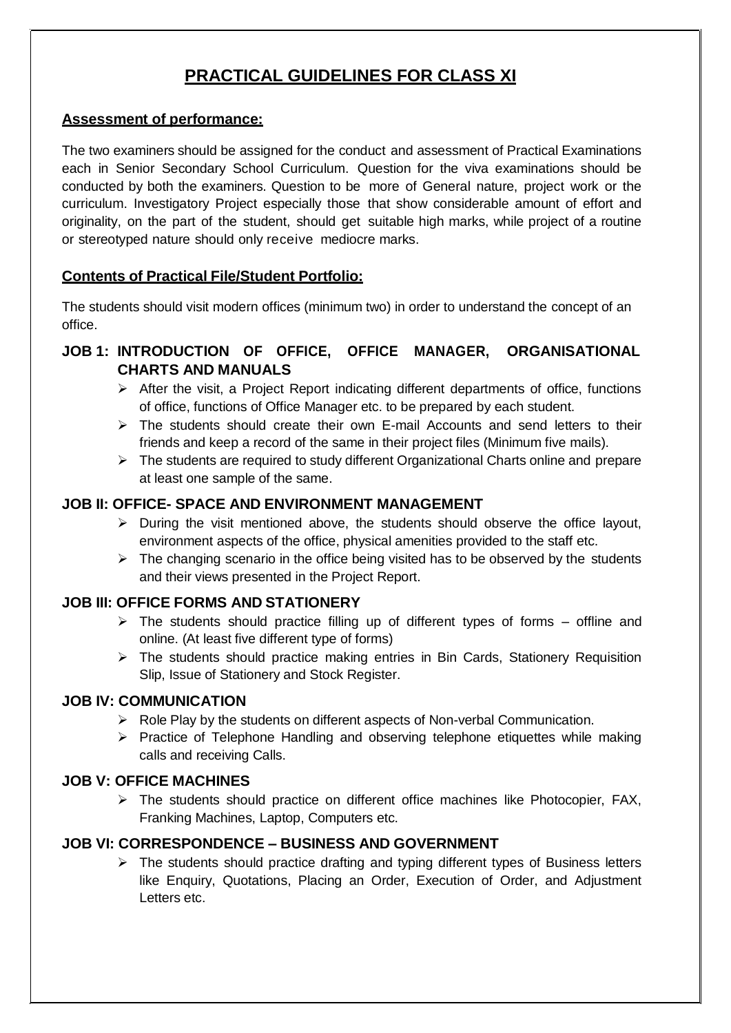# PRACTICAL GUIDELINES FOR CLASS XI

**Assessment of performance:**

The two examiners should be assigned for the conduct and assessment of Practical Examinations each in Senior Secondary School Curriculum. Question for the viva examinations should be conducted by both the examiners. Question to be more of General nature, project work or the curriculum. Investigatory Project especially those that show considerable amount of effort and originality, on the part of the student, should get suitable high marks, while project of a routine or stereotyped nature should only receive mediocre marks.

**Contents of Practical File/Student Portfolio:**

The students should visit modern offices (minimum two) in order to understand the concept of an office.

### JOB 1: INTRODUCTION OF OFFICE, OFFICE MANAGER, ORGANISATIONAL CHARTS AND MANUALS

- After the visit, a Project Report indicating different departments of office, functions of office, functions of Office Manager etc. to be prepared by each student.
- The students should create their own E-mail Accounts and send letters to their friends and keep a record of the same in their project files (Minimum five mails).
- The students are required to study different Organizational Charts online and prepare at least one sample of the same.

### JOB II: OFFICE- SPACE AND ENVIRONMENT MANAGEMENT

- During the visit mentioned above, the students should observe the office layout, environment aspects of the office, physical amenities provided to the staff etc.
- The changing scenario in the office being visited has to be observed by the students and their views presented in the Project Report.

### JOB III: OFFICE FORMS AND STATIONERY

- The students should practice filling up of different types of forms – offline and online. (At least five different type of forms)
- The students should practice making entries in Bin Cards, Stationery Requisition Slip, Issue of Stationery and Stock Register.

### JOB IV: COMMUNICATION

- Role Play by the students on different aspects of Non-verbal Communication.
- Practice of Telephone Handling and observing telephone etiquettes while making calls and receiving Calls.

### JOB V: OFFICE MACHINES

- The students should practice on different office machines like Photocopier, FAX, Franking Machines, Laptop, Computers etc.

### JOB VI: CORRESPONDENCE – BUSINESS AND GOVERNMENT

- The students should practice drafting and typing different types of Business letters like Enquiry, Quotations, Placing an Order, Execution of Order, and Adjustment Letters etc.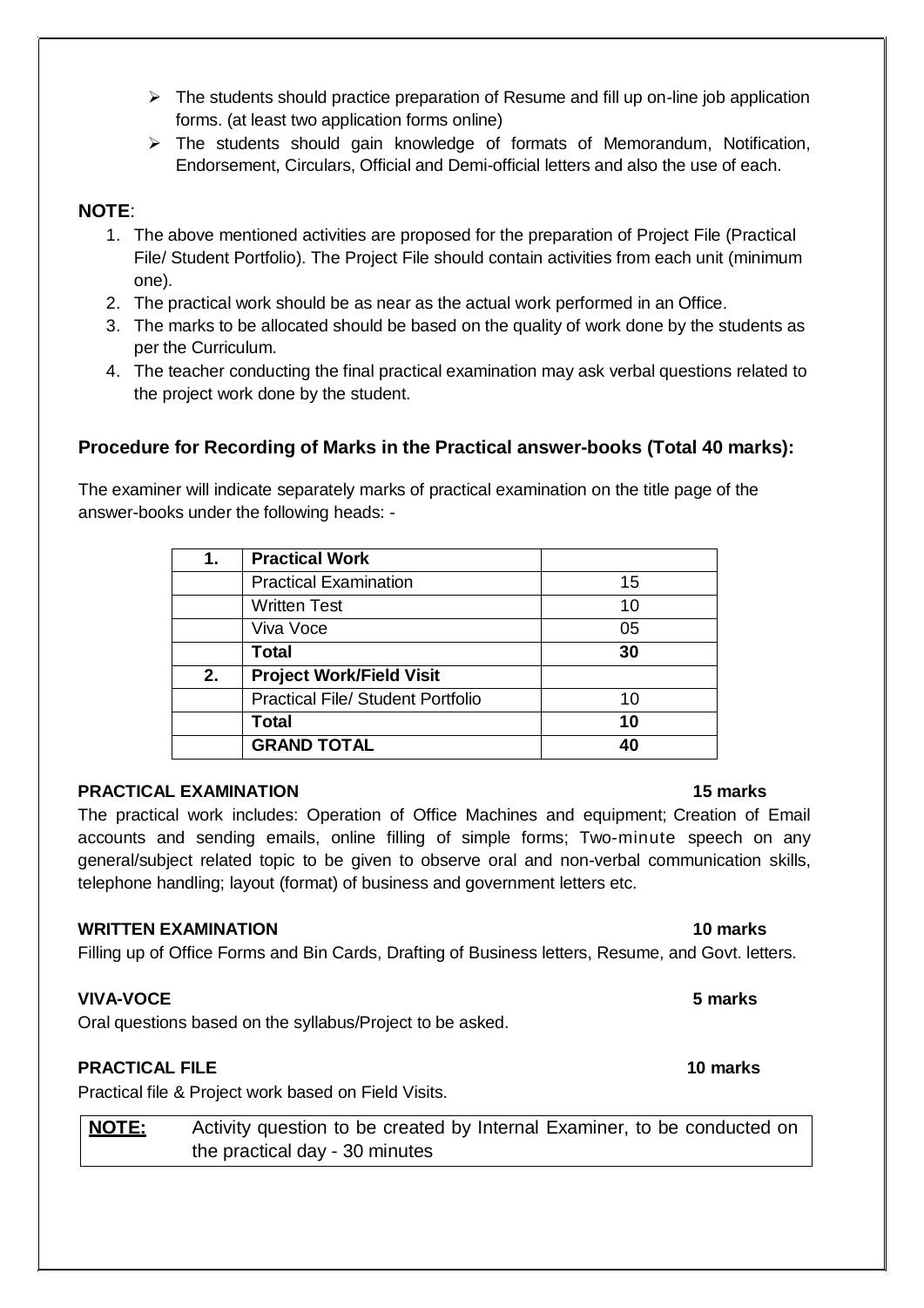- The students should practice preparation of Resume and fill up on-line job application forms. (at least two application forms online)
- The students should gain knowledge of formats of Memorandum, Notification, Endorsement, Circulars, Official and Demi-official letters and also the use of each.

**NOTE**:

1. The above mentioned activities are proposed for the preparation of Project File (Practical File/ Student Portfolio). The Project File should contain activities from each unit (minimum one).
2. The practical work should be as near as the actual work performed in an Office.
3. The marks to be allocated should be based on the quality of work done by the students as per the Curriculum.
4. The teacher conducting the final practical examination may ask verbal questions related to the project work done by the student.

### Procedure for Recording of Marks in the Practical answer-books (Total 40 marks):

The examiner will indicate separately marks of practical examination on the title page of the answer-books under the following heads: -

| **1.** | **Practical Work** | |
|---|---|---|
| | Practical Examination | 15 |
| | Written Test | 10 |
| | Viva Voce | 05 |
| | **Total** | **30** |
| **2.** | **Project Work/Field Visit** | |
| | Practical File/ Student Portfolio | 10 |
| | **Total** | **10** |
| | **GRAND TOTAL** | **40** |

**PRACTICAL EXAMINATION** **15 marks**

The practical work includes: Operation of Office Machines and equipment; Creation of Email accounts and sending emails, online filling of simple forms; Two-minute speech on any general/subject related topic to be given to observe oral and non-verbal communication skills, telephone handling; layout (format) of business and government letters etc.

**WRITTEN EXAMINATION** **10 marks**

Filling up of Office Forms and Bin Cards, Drafting of Business letters, Resume, and Govt. letters.

**VIVA-VOCE** **5 marks**

Oral questions based on the syllabus/Project to be asked.

**PRACTICAL FILE** **10 marks**

Practical file & Project work based on Field Visits.

| **NOTE:** | Activity question to be created by Internal Examiner, to be conducted on the practical day - 30 minutes |
|---|---|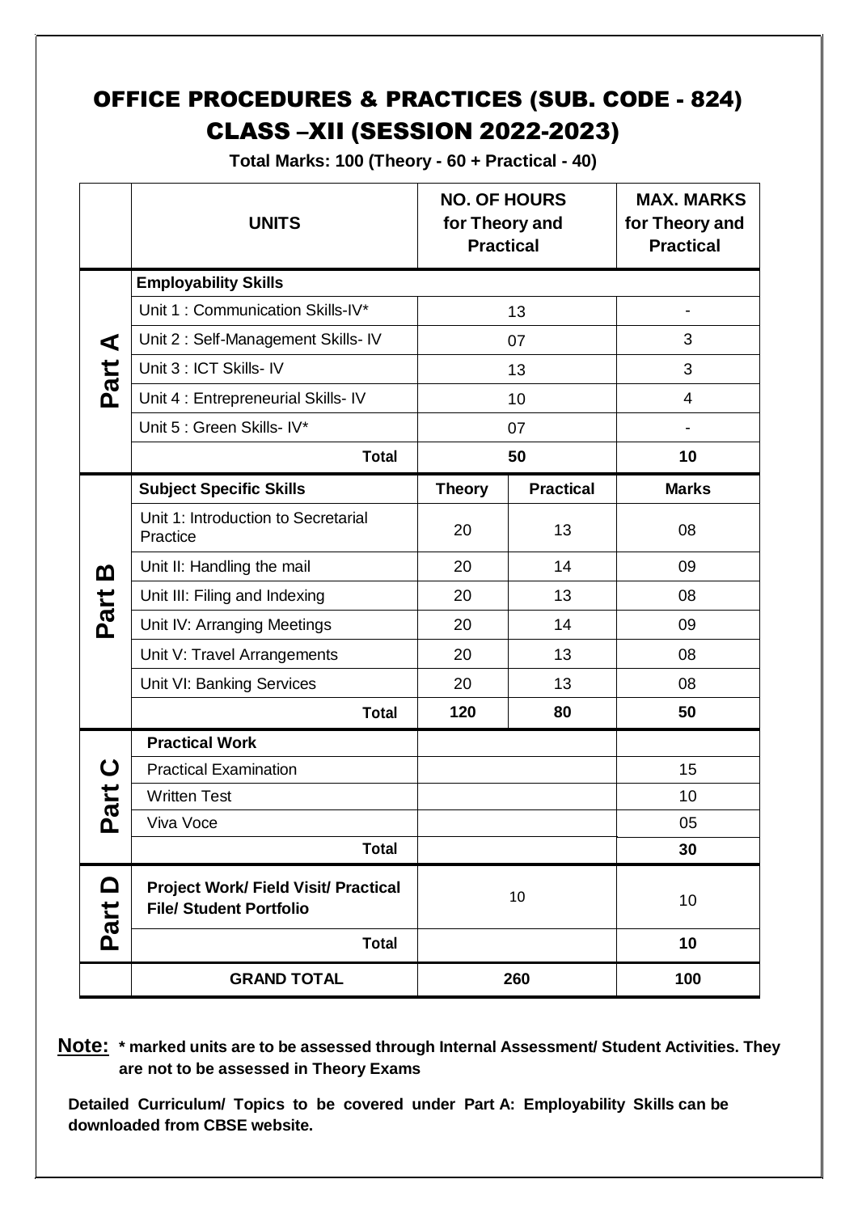# OFFICE PROCEDURES & PRACTICES (SUB. CODE - 824)
# CLASS –XII (SESSION 2022-2023)

**Total Marks: 100 (Theory - 60 + Practical - 40)**

| | UNITS | NO. OF HOURS for Theory and Practical | | MAX. MARKS for Theory and Practical |
|---|---|---|---|---|
| Part A | **Employability Skills** | | | |
| | Unit 1 : Communication Skills-IV* | 13 | | - |
| | Unit 2 : Self-Management Skills- IV | 07 | | 3 |
| | Unit 3 : ICT Skills- IV | 13 | | 3 |
| | Unit 4 : Entrepreneurial Skills- IV | 10 | | 4 |
| | Unit 5 : Green Skills- IV* | 07 | | - |
| | **Total** | **50** | | **10** |
| Part B | **Subject Specific Skills** | **Theory** | **Practical** | **Marks** |
| | Unit 1: Introduction to Secretarial Practice | 20 | 13 | 08 |
| | Unit II: Handling the mail | 20 | 14 | 09 |
| | Unit III: Filing and Indexing | 20 | 13 | 08 |
| | Unit IV: Arranging Meetings | 20 | 14 | 09 |
| | Unit V: Travel Arrangements | 20 | 13 | 08 |
| | Unit VI: Banking Services | 20 | 13 | 08 |
| | **Total** | **120** | **80** | **50** |
| Part C | **Practical Work** | | | |
| | Practical Examination | | | 15 |
| | Written Test | | | 10 |
| | Viva Voce | | | 05 |
| | **Total** | | | **30** |
| Part D | **Project Work/ Field Visit/ Practical File/ Student Portfolio** | 10 | | 10 |
| | **Total** | | | **10** |
| | **GRAND TOTAL** | **260** | | **100** |

**Note: * marked units are to be assessed through Internal Assessment/ Student Activities. They are not to be assessed in Theory Exams**

**Detailed Curriculum/ Topics to be covered under Part A: Employability Skills can be downloaded from CBSE website.**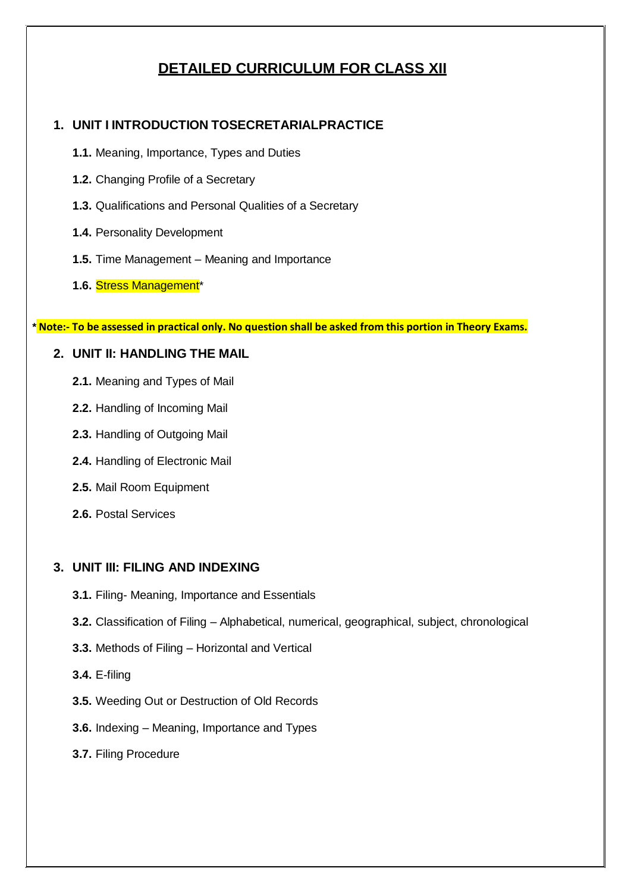# DETAILED CURRICULUM FOR CLASS XII

## 1. UNIT I INTRODUCTION TOSECRETARIALPRACTICE

- **1.1.** Meaning, Importance, Types and Duties
- **1.2.** Changing Profile of a Secretary
- **1.3.** Qualifications and Personal Qualities of a Secretary
- **1.4.** Personality Development
- **1.5.** Time Management – Meaning and Importance
- **1.6.** Stress Management*

**\* Note:- To be assessed in practical only. No question shall be asked from this portion in Theory Exams.**

## 2. UNIT II: HANDLING THE MAIL

- **2.1.** Meaning and Types of Mail
- **2.2.** Handling of Incoming Mail
- **2.3.** Handling of Outgoing Mail
- **2.4.** Handling of Electronic Mail
- **2.5.** Mail Room Equipment
- **2.6.** Postal Services

## 3. UNIT III: FILING AND INDEXING

- **3.1.** Filing- Meaning, Importance and Essentials
- **3.2.** Classification of Filing – Alphabetical, numerical, geographical, subject, chronological
- **3.3.** Methods of Filing – Horizontal and Vertical
- **3.4.** E-filing
- **3.5.** Weeding Out or Destruction of Old Records
- **3.6.** Indexing – Meaning, Importance and Types
- **3.7.** Filing Procedure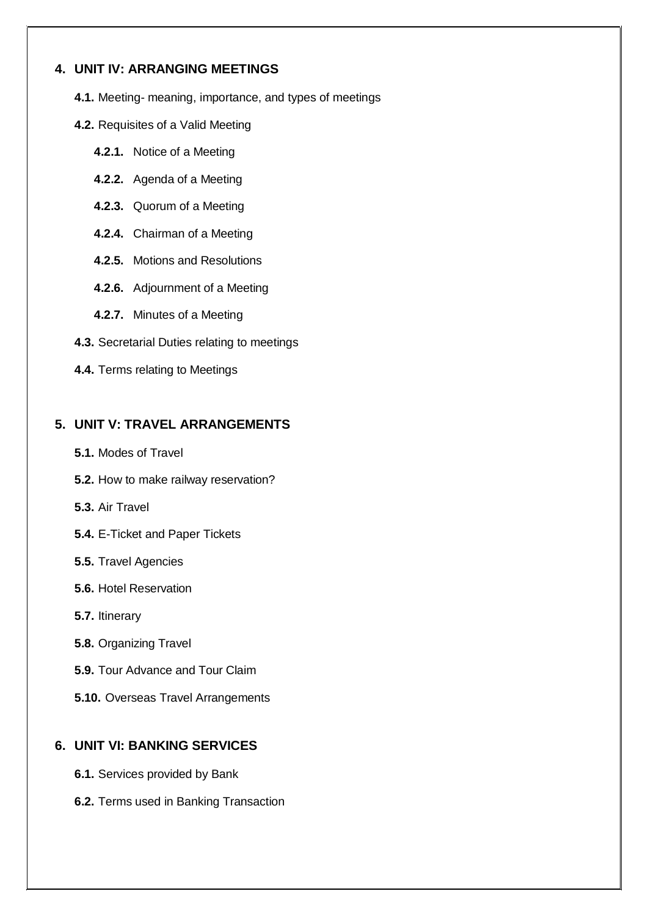## 4. UNIT IV: ARRANGING MEETINGS

- **4.1.** Meeting- meaning, importance, and types of meetings
- **4.2.** Requisites of a Valid Meeting
  - **4.2.1.** Notice of a Meeting
  - **4.2.2.** Agenda of a Meeting
  - **4.2.3.** Quorum of a Meeting
  - **4.2.4.** Chairman of a Meeting
  - **4.2.5.** Motions and Resolutions
  - **4.2.6.** Adjournment of a Meeting
  - **4.2.7.** Minutes of a Meeting
- **4.3.** Secretarial Duties relating to meetings
- **4.4.** Terms relating to Meetings

## 5. UNIT V: TRAVEL ARRANGEMENTS

- **5.1.** Modes of Travel
- **5.2.** How to make railway reservation?
- **5.3.** Air Travel
- **5.4.** E-Ticket and Paper Tickets
- **5.5.** Travel Agencies
- **5.6.** Hotel Reservation
- **5.7.** Itinerary
- **5.8.** Organizing Travel
- **5.9.** Tour Advance and Tour Claim
- **5.10.** Overseas Travel Arrangements

## 6. UNIT VI: BANKING SERVICES

- **6.1.** Services provided by Bank
- **6.2.** Terms used in Banking Transaction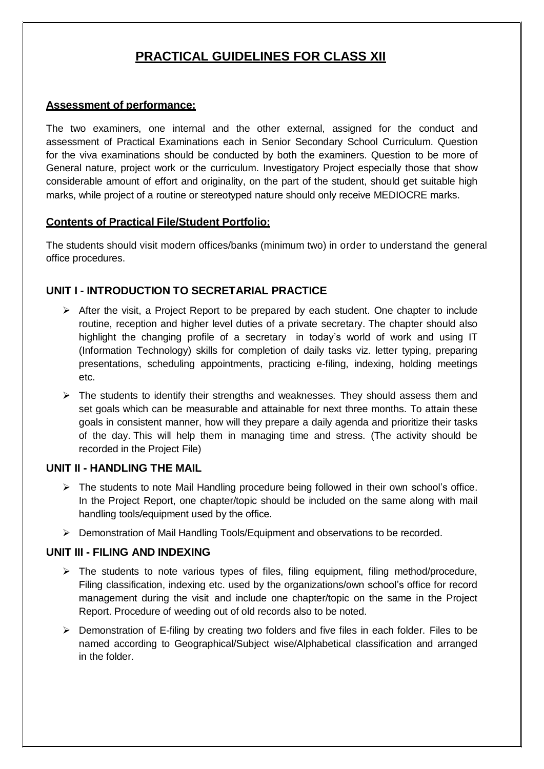# PRACTICAL GUIDELINES FOR CLASS XII

**Assessment of performance:**

The two examiners, one internal and the other external, assigned for the conduct and assessment of Practical Examinations each in Senior Secondary School Curriculum. Question for the viva examinations should be conducted by both the examiners. Question to be more of General nature, project work or the curriculum. Investigatory Project especially those that show considerable amount of effort and originality, on the part of the student, should get suitable high marks, while project of a routine or stereotyped nature should only receive MEDIOCRE marks.

**Contents of Practical File/Student Portfolio:**

The students should visit modern offices/banks (minimum two) in order to understand the general office procedures.

## UNIT I - INTRODUCTION TO SECRETARIAL PRACTICE

- After the visit, a Project Report to be prepared by each student. One chapter to include routine, reception and higher level duties of a private secretary. The chapter should also highlight the changing profile of a secretary in today's world of work and using IT (Information Technology) skills for completion of daily tasks viz. letter typing, preparing presentations, scheduling appointments, practicing e-filing, indexing, holding meetings etc.
- The students to identify their strengths and weaknesses. They should assess them and set goals which can be measurable and attainable for next three months. To attain these goals in consistent manner, how will they prepare a daily agenda and prioritize their tasks of the day. This will help them in managing time and stress. (The activity should be recorded in the Project File)

## UNIT II - HANDLING THE MAIL

- The students to note Mail Handling procedure being followed in their own school's office. In the Project Report, one chapter/topic should be included on the same along with mail handling tools/equipment used by the office.
- Demonstration of Mail Handling Tools/Equipment and observations to be recorded.

## UNIT III - FILING AND INDEXING

- The students to note various types of files, filing equipment, filing method/procedure, Filing classification, indexing etc. used by the organizations/own school's office for record management during the visit and include one chapter/topic on the same in the Project Report. Procedure of weeding out of old records also to be noted.
- Demonstration of E-filing by creating two folders and five files in each folder. Files to be named according to Geographical/Subject wise/Alphabetical classification and arranged in the folder.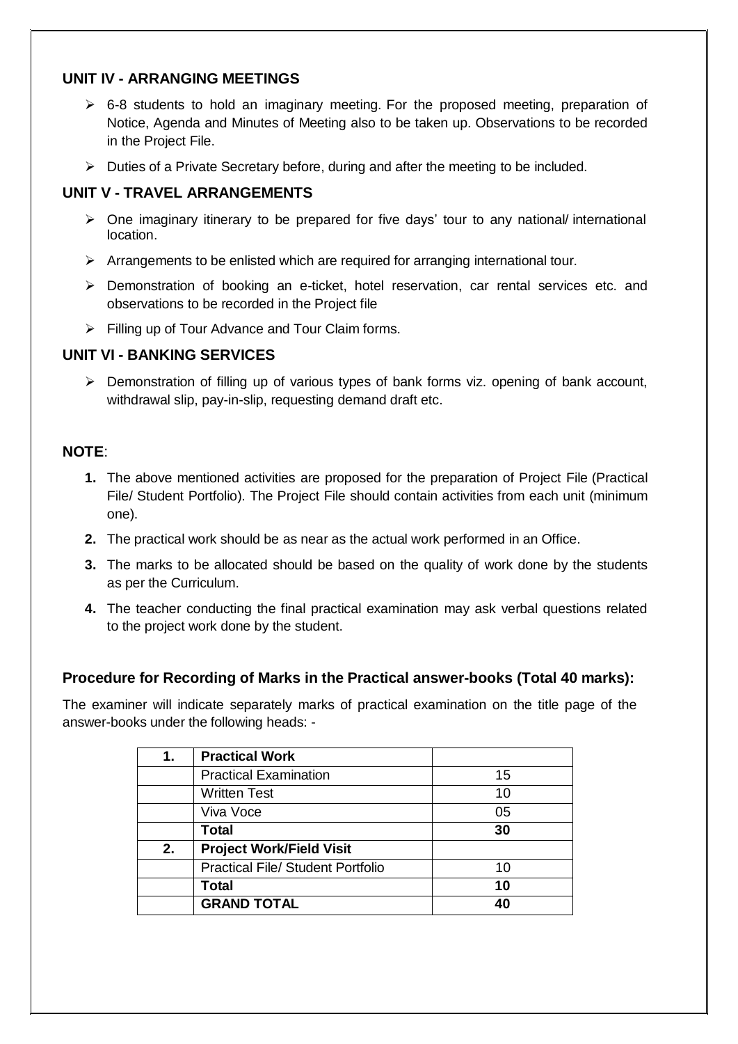### UNIT IV - ARRANGING MEETINGS

- 6-8 students to hold an imaginary meeting. For the proposed meeting, preparation of Notice, Agenda and Minutes of Meeting also to be taken up. Observations to be recorded in the Project File.
- Duties of a Private Secretary before, during and after the meeting to be included.

### UNIT V - TRAVEL ARRANGEMENTS

- One imaginary itinerary to be prepared for five days' tour to any national/ international location.
- Arrangements to be enlisted which are required for arranging international tour.
- Demonstration of booking an e-ticket, hotel reservation, car rental services etc. and observations to be recorded in the Project file
- Filling up of Tour Advance and Tour Claim forms.

### UNIT VI - BANKING SERVICES

- Demonstration of filling up of various types of bank forms viz. opening of bank account, withdrawal slip, pay-in-slip, requesting demand draft etc.

**NOTE**:

1. The above mentioned activities are proposed for the preparation of Project File (Practical File/ Student Portfolio). The Project File should contain activities from each unit (minimum one).
2. The practical work should be as near as the actual work performed in an Office.
3. The marks to be allocated should be based on the quality of work done by the students as per the Curriculum.
4. The teacher conducting the final practical examination may ask verbal questions related to the project work done by the student.

### Procedure for Recording of Marks in the Practical answer-books (Total 40 marks):

The examiner will indicate separately marks of practical examination on the title page of the answer-books under the following heads: -

| **1.** | **Practical Work** | |
|---|---|---|
| | Practical Examination | 15 |
| | Written Test | 10 |
| | Viva Voce | 05 |
| | **Total** | **30** |
| **2.** | **Project Work/Field Visit** | |
| | Practical File/ Student Portfolio | 10 |
| | **Total** | **10** |
| | **GRAND TOTAL** | **40** |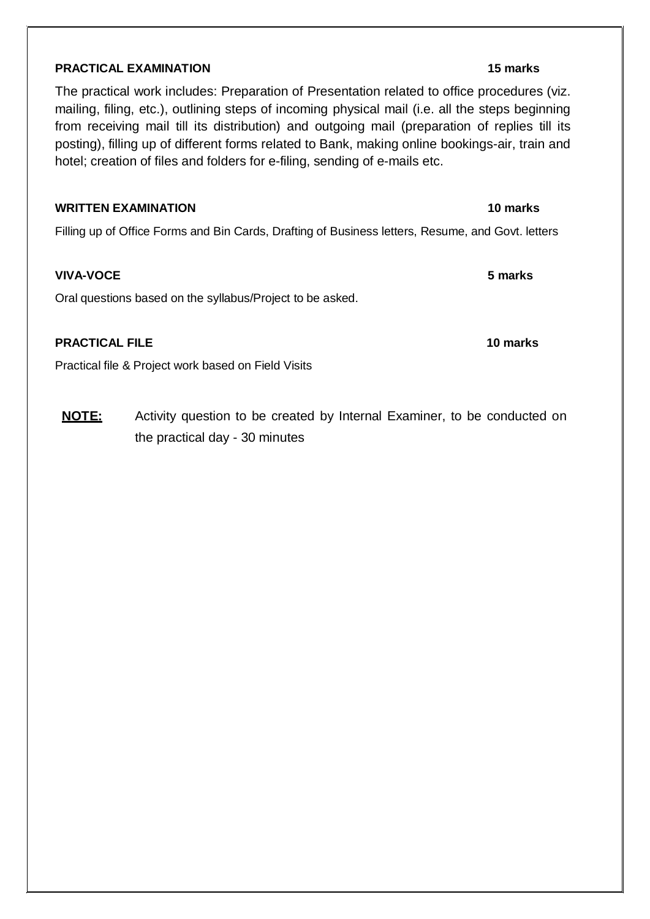**PRACTICAL EXAMINATION** **15 marks**

The practical work includes: Preparation of Presentation related to office procedures (viz. mailing, filing, etc.), outlining steps of incoming physical mail (i.e. all the steps beginning from receiving mail till its distribution) and outgoing mail (preparation of replies till its posting), filling up of different forms related to Bank, making online bookings-air, train and hotel; creation of files and folders for e-filing, sending of e-mails etc.

**WRITTEN EXAMINATION** **10 marks**

Filling up of Office Forms and Bin Cards, Drafting of Business letters, Resume, and Govt. letters

**VIVA-VOCE** **5 marks**

Oral questions based on the syllabus/Project to be asked.

**PRACTICAL FILE** **10 marks**

Practical file & Project work based on Field Visits

**NOTE:** Activity question to be created by Internal Examiner, to be conducted on the practical day - 30 minutes